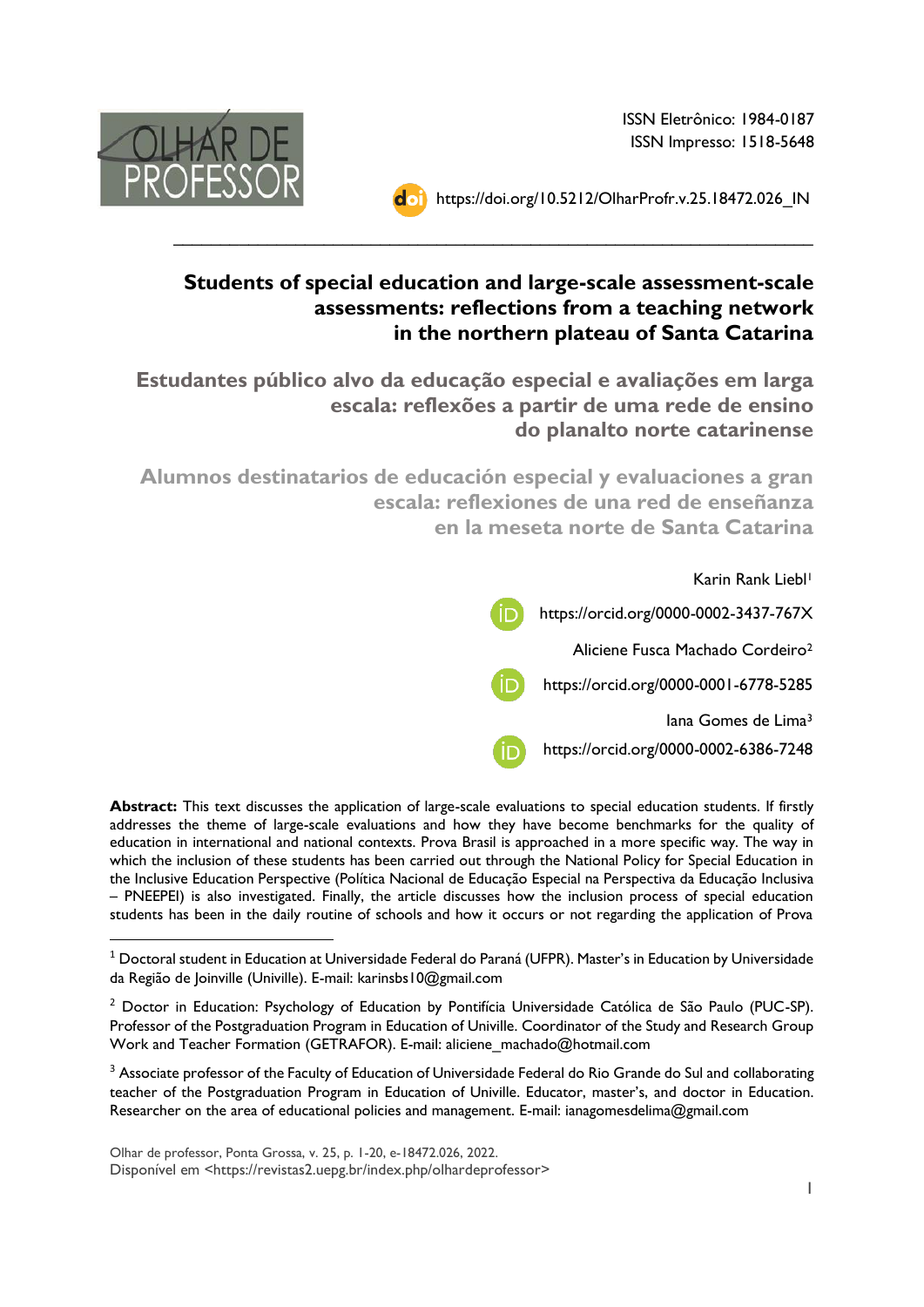ISSN Eletrônico: 1984-0187
ISSN Impresso: 1518-5648

https://doi.org/10.5212/OlharProfr.v.25.18472.026_IN

# Students of special education and large-scale assessment-scale assessments: reflections from a teaching network in the northern plateau of Santa Catarina

## Estudantes público alvo da educação especial e avaliações em larga escala: reflexões a partir de uma rede de ensino do planalto norte catarinense

## Alumnos destinatarios de educación especial y evaluaciones a gran escala: reflexiones de una red de enseñanza en la meseta norte de Santa Catarina

Karin Rank Liebl[1]

https://orcid.org/0000-0002-3437-767X

Aliciene Fusca Machado Cordeiro[2]

https://orcid.org/0000-0001-6778-5285

Iana Gomes de Lima[3]

https://orcid.org/0000-0002-6386-7248

**Abstract:** This text discusses the application of large-scale evaluations to special education students. If firstly addresses the theme of large-scale evaluations and how they have become benchmarks for the quality of education in international and national contexts. Prova Brasil is approached in a more specific way. The way in which the inclusion of these students has been carried out through the National Policy for Special Education in the Inclusive Education Perspective (Política Nacional de Educação Especial na Perspectiva da Educação Inclusiva – PNEEPEI) is also investigated. Finally, the article discusses how the inclusion process of special education students has been in the daily routine of schools and how it occurs or not regarding the application of Prova

---

[1] Doctoral student in Education at Universidade Federal do Paraná (UFPR). Master's in Education by Universidade da Região de Joinville (Univille). E-mail: karinsbs10@gmail.com

[2] Doctor in Education: Psychology of Education by Pontifícia Universidade Católica de São Paulo (PUC-SP). Professor of the Postgraduation Program in Education of Univille. Coordinator of the Study and Research Group Work and Teacher Formation (GETRAFOR). E-mail: aliciene_machado@hotmail.com

[3] Associate professor of the Faculty of Education of Universidade Federal do Rio Grande do Sul and collaborating teacher of the Postgraduation Program in Education of Univille. Educator, master's, and doctor in Education. Researcher on the area of educational policies and management. E-mail: ianagomesdelima@gmail.com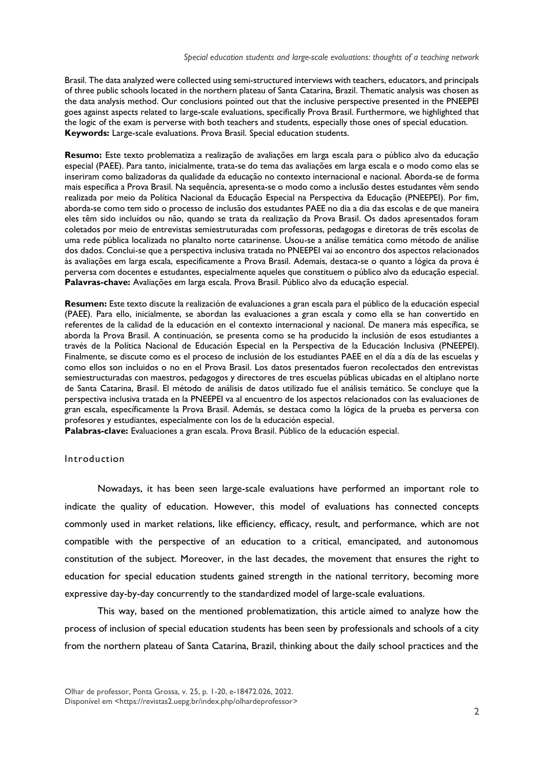Brasil. The data analyzed were collected using semi-structured interviews with teachers, educators, and principals of three public schools located in the northern plateau of Santa Catarina, Brazil. Thematic analysis was chosen as the data analysis method. Our conclusions pointed out that the inclusive perspective presented in the PNEEPEI goes against aspects related to large-scale evaluations, specifically Prova Brasil. Furthermore, we highlighted that the logic of the exam is perverse with both teachers and students, especially those ones of special education.
**Keywords:** Large-scale evaluations. Prova Brasil. Special education students.

**Resumo:** Este texto problematiza a realização de avaliações em larga escala para o público alvo da educação especial (PAEE). Para tanto, inicialmente, trata-se do tema das avaliações em larga escala e o modo como elas se inseriram como balizadoras da qualidade da educação no contexto internacional e nacional. Aborda-se de forma mais específica a Prova Brasil. Na sequência, apresenta-se o modo como a inclusão destes estudantes vêm sendo realizada por meio da Política Nacional da Educação Especial na Perspectiva da Educação (PNEEPEI). Por fim, aborda-se como tem sido o processo de inclusão dos estudantes PAEE no dia a dia das escolas e de que maneira eles têm sido incluídos ou não, quando se trata da realização da Prova Brasil. Os dados apresentados foram coletados por meio de entrevistas semiestruturadas com professoras, pedagogas e diretoras de três escolas de uma rede pública localizada no planalto norte catarinense. Usou-se a análise temática como método de análise dos dados. Conclui-se que a perspectiva inclusiva tratada no PNEEPEI vai ao encontro dos aspectos relacionados às avaliações em larga escala, especificamente a Prova Brasil. Ademais, destaca-se o quanto a lógica da prova é perversa com docentes e estudantes, especialmente aqueles que constituem o público alvo da educação especial.
**Palavras-chave:** Avaliações em larga escala. Prova Brasil. Público alvo da educação especial.

**Resumen:** Este texto discute la realización de evaluaciones a gran escala para el público de la educación especial (PAEE). Para ello, inicialmente, se abordan las evaluaciones a gran escala y como ella se han convertido en referentes de la calidad de la educación en el contexto internacional y nacional. De manera más específica, se aborda la Prova Brasil. A continuación, se presenta como se ha producido la inclusión de esos estudiantes a través de la Política Nacional de Educación Especial en la Perspectiva de la Educación Inclusiva (PNEEPEI). Finalmente, se discute como es el proceso de inclusión de los estudiantes PAEE en el día a día de las escuelas y como ellos son incluidos o no en el Prova Brasil. Los datos presentados fueron recolectados den entrevistas semiestructuradas con maestros, pedagogos y directores de tres escuelas públicas ubicadas en el altiplano norte de Santa Catarina, Brasil. El método de análisis de datos utilizado fue el análisis temático. Se concluye que la perspectiva inclusiva tratada en la PNEEPEI va al encuentro de los aspectos relacionados con las evaluaciones de gran escala, específicamente la Prova Brasil. Además, se destaca como la lógica de la prueba es perversa con profesores y estudiantes, especialmente con los de la educación especial.
**Palabras-clave:** Evaluaciones a gran escala. Prova Brasil. Público de la educación especial.

## Introduction

Nowadays, it has been seen large-scale evaluations have performed an important role to indicate the quality of education. However, this model of evaluations has connected concepts commonly used in market relations, like efficiency, efficacy, result, and performance, which are not compatible with the perspective of an education to a critical, emancipated, and autonomous constitution of the subject. Moreover, in the last decades, the movement that ensures the right to education for special education students gained strength in the national territory, becoming more expressive day-by-day concurrently to the standardized model of large-scale evaluations.

This way, based on the mentioned problematization, this article aimed to analyze how the process of inclusion of special education students has been seen by professionals and schools of a city from the northern plateau of Santa Catarina, Brazil, thinking about the daily school practices and the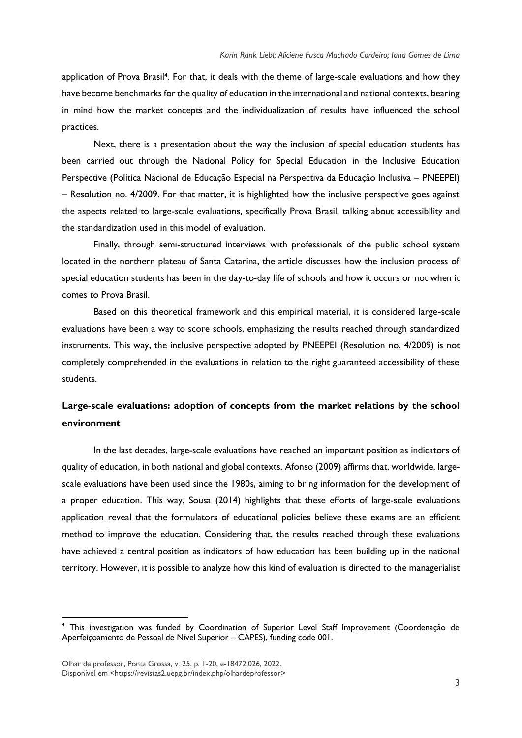application of Prova Brasil[4]. For that, it deals with the theme of large-scale evaluations and how they have become benchmarks for the quality of education in the international and national contexts, bearing in mind how the market concepts and the individualization of results have influenced the school practices.

Next, there is a presentation about the way the inclusion of special education students has been carried out through the National Policy for Special Education in the Inclusive Education Perspective (Política Nacional de Educação Especial na Perspectiva da Educação Inclusiva – PNEEPEI) – Resolution no. 4/2009. For that matter, it is highlighted how the inclusive perspective goes against the aspects related to large-scale evaluations, specifically Prova Brasil, talking about accessibility and the standardization used in this model of evaluation.

Finally, through semi-structured interviews with professionals of the public school system located in the northern plateau of Santa Catarina, the article discusses how the inclusion process of special education students has been in the day-to-day life of schools and how it occurs or not when it comes to Prova Brasil.

Based on this theoretical framework and this empirical material, it is considered large-scale evaluations have been a way to score schools, emphasizing the results reached through standardized instruments. This way, the inclusive perspective adopted by PNEEPEI (Resolution no. 4/2009) is not completely comprehended in the evaluations in relation to the right guaranteed accessibility of these students.

## Large-scale evaluations: adoption of concepts from the market relations by the school environment

In the last decades, large-scale evaluations have reached an important position as indicators of quality of education, in both national and global contexts. Afonso (2009) affirms that, worldwide, large-scale evaluations have been used since the 1980s, aiming to bring information for the development of a proper education. This way, Sousa (2014) highlights that these efforts of large-scale evaluations application reveal that the formulators of educational policies believe these exams are an efficient method to improve the education. Considering that, the results reached through these evaluations have achieved a central position as indicators of how education has been building up in the national territory. However, it is possible to analyze how this kind of evaluation is directed to the managerialist

---

[4] This investigation was funded by Coordination of Superior Level Staff Improvement (Coordenação de Aperfeiçoamento de Pessoal de Nível Superior – CAPES), funding code 001.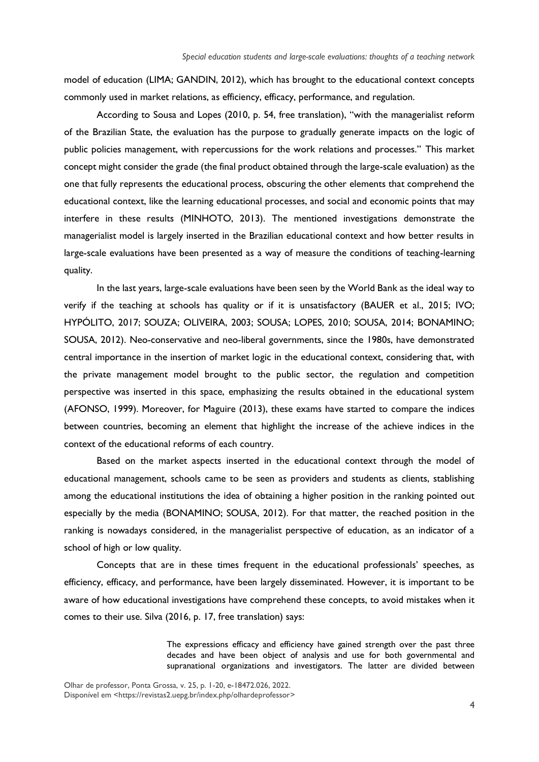model of education (LIMA; GANDIN, 2012), which has brought to the educational context concepts commonly used in market relations, as efficiency, efficacy, performance, and regulation.

According to Sousa and Lopes (2010, p. 54, free translation), "with the managerialist reform of the Brazilian State, the evaluation has the purpose to gradually generate impacts on the logic of public policies management, with repercussions for the work relations and processes." This market concept might consider the grade (the final product obtained through the large-scale evaluation) as the one that fully represents the educational process, obscuring the other elements that comprehend the educational context, like the learning educational processes, and social and economic points that may interfere in these results (MINHOTO, 2013). The mentioned investigations demonstrate the managerialist model is largely inserted in the Brazilian educational context and how better results in large-scale evaluations have been presented as a way of measure the conditions of teaching-learning quality.

In the last years, large-scale evaluations have been seen by the World Bank as the ideal way to verify if the teaching at schools has quality or if it is unsatisfactory (BAUER et al., 2015; IVO; HYPÓLITO, 2017; SOUZA; OLIVEIRA, 2003; SOUSA; LOPES, 2010; SOUSA, 2014; BONAMINO; SOUSA, 2012). Neo-conservative and neo-liberal governments, since the 1980s, have demonstrated central importance in the insertion of market logic in the educational context, considering that, with the private management model brought to the public sector, the regulation and competition perspective was inserted in this space, emphasizing the results obtained in the educational system (AFONSO, 1999). Moreover, for Maguire (2013), these exams have started to compare the indices between countries, becoming an element that highlight the increase of the achieve indices in the context of the educational reforms of each country.

Based on the market aspects inserted in the educational context through the model of educational management, schools came to be seen as providers and students as clients, stablishing among the educational institutions the idea of obtaining a higher position in the ranking pointed out especially by the media (BONAMINO; SOUSA, 2012). For that matter, the reached position in the ranking is nowadays considered, in the managerialist perspective of education, as an indicator of a school of high or low quality.

Concepts that are in these times frequent in the educational professionals' speeches, as efficiency, efficacy, and performance, have been largely disseminated. However, it is important to be aware of how educational investigations have comprehend these concepts, to avoid mistakes when it comes to their use. Silva (2016, p. 17, free translation) says:

> The expressions efficacy and efficiency have gained strength over the past three decades and have been object of analysis and use for both governmental and supranational organizations and investigators. The latter are divided between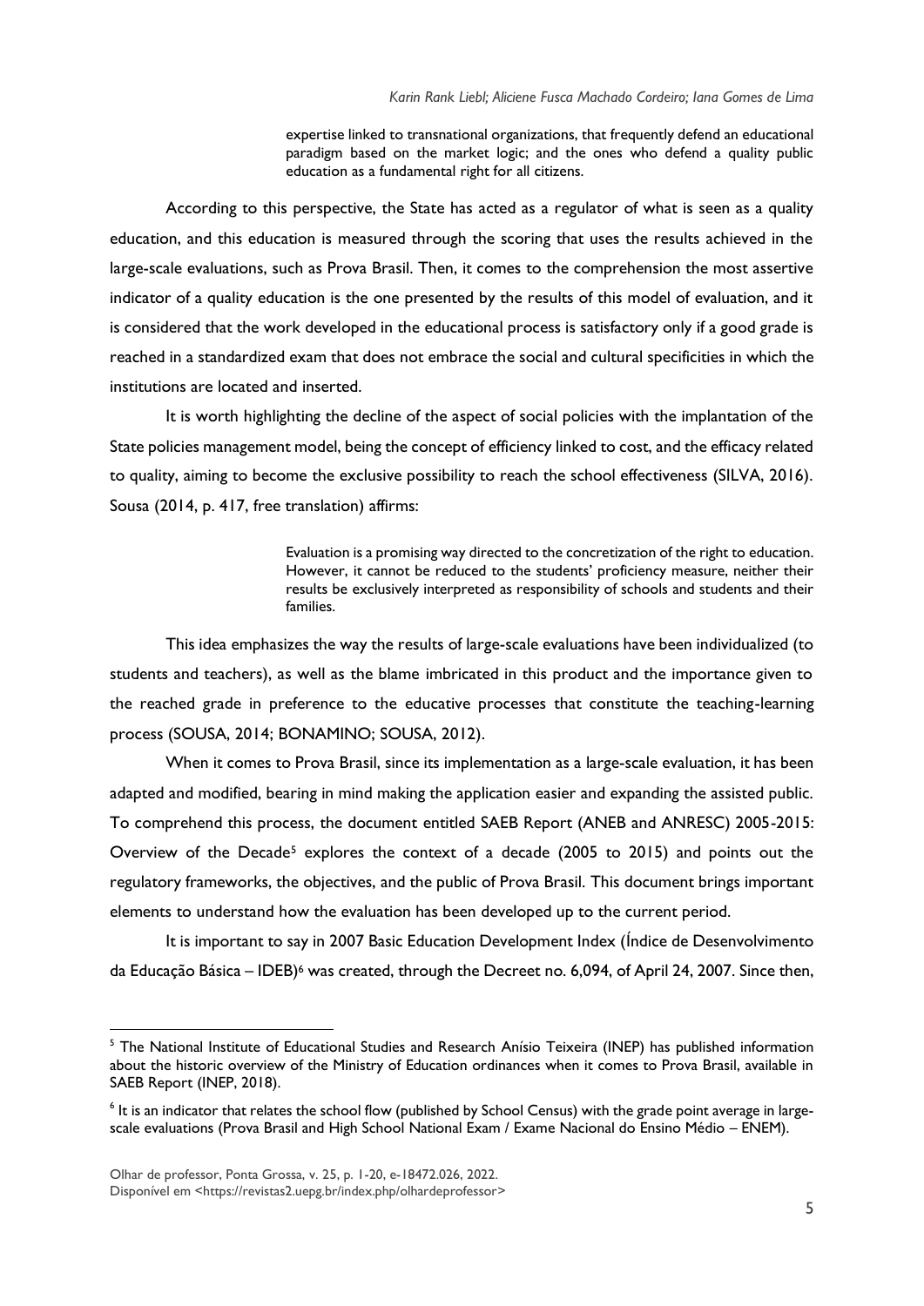> expertise linked to transnational organizations, that frequently defend an educational paradigm based on the market logic; and the ones who defend a quality public education as a fundamental right for all citizens.

According to this perspective, the State has acted as a regulator of what is seen as a quality education, and this education is measured through the scoring that uses the results achieved in the large-scale evaluations, such as Prova Brasil. Then, it comes to the comprehension the most assertive indicator of a quality education is the one presented by the results of this model of evaluation, and it is considered that the work developed in the educational process is satisfactory only if a good grade is reached in a standardized exam that does not embrace the social and cultural specificities in which the institutions are located and inserted.

It is worth highlighting the decline of the aspect of social policies with the implantation of the State policies management model, being the concept of efficiency linked to cost, and the efficacy related to quality, aiming to become the exclusive possibility to reach the school effectiveness (SILVA, 2016). Sousa (2014, p. 417, free translation) affirms:

> Evaluation is a promising way directed to the concretization of the right to education. However, it cannot be reduced to the students' proficiency measure, neither their results be exclusively interpreted as responsibility of schools and students and their families.

This idea emphasizes the way the results of large-scale evaluations have been individualized (to students and teachers), as well as the blame imbricated in this product and the importance given to the reached grade in preference to the educative processes that constitute the teaching-learning process (SOUSA, 2014; BONAMINO; SOUSA, 2012).

When it comes to Prova Brasil, since its implementation as a large-scale evaluation, it has been adapted and modified, bearing in mind making the application easier and expanding the assisted public. To comprehend this process, the document entitled SAEB Report (ANEB and ANRESC) 2005-2015: Overview of the Decade[5] explores the context of a decade (2005 to 2015) and points out the regulatory frameworks, the objectives, and the public of Prova Brasil. This document brings important elements to understand how the evaluation has been developed up to the current period.

It is important to say in 2007 Basic Education Development Index (Índice de Desenvolvimento da Educação Básica – IDEB)[6] was created, through the Decree no. 6,094, of April 24, 2007. Since then,

---

[5] The National Institute of Educational Studies and Research Anísio Teixeira (INEP) has published information about the historic overview of the Ministry of Education ordinances when it comes to Prova Brasil, available in SAEB Report (INEP, 2018).

[6] It is an indicator that relates the school flow (published by School Census) with the grade point average in large-scale evaluations (Prova Brasil and High School National Exam / Exame Nacional do Ensino Médio – ENEM).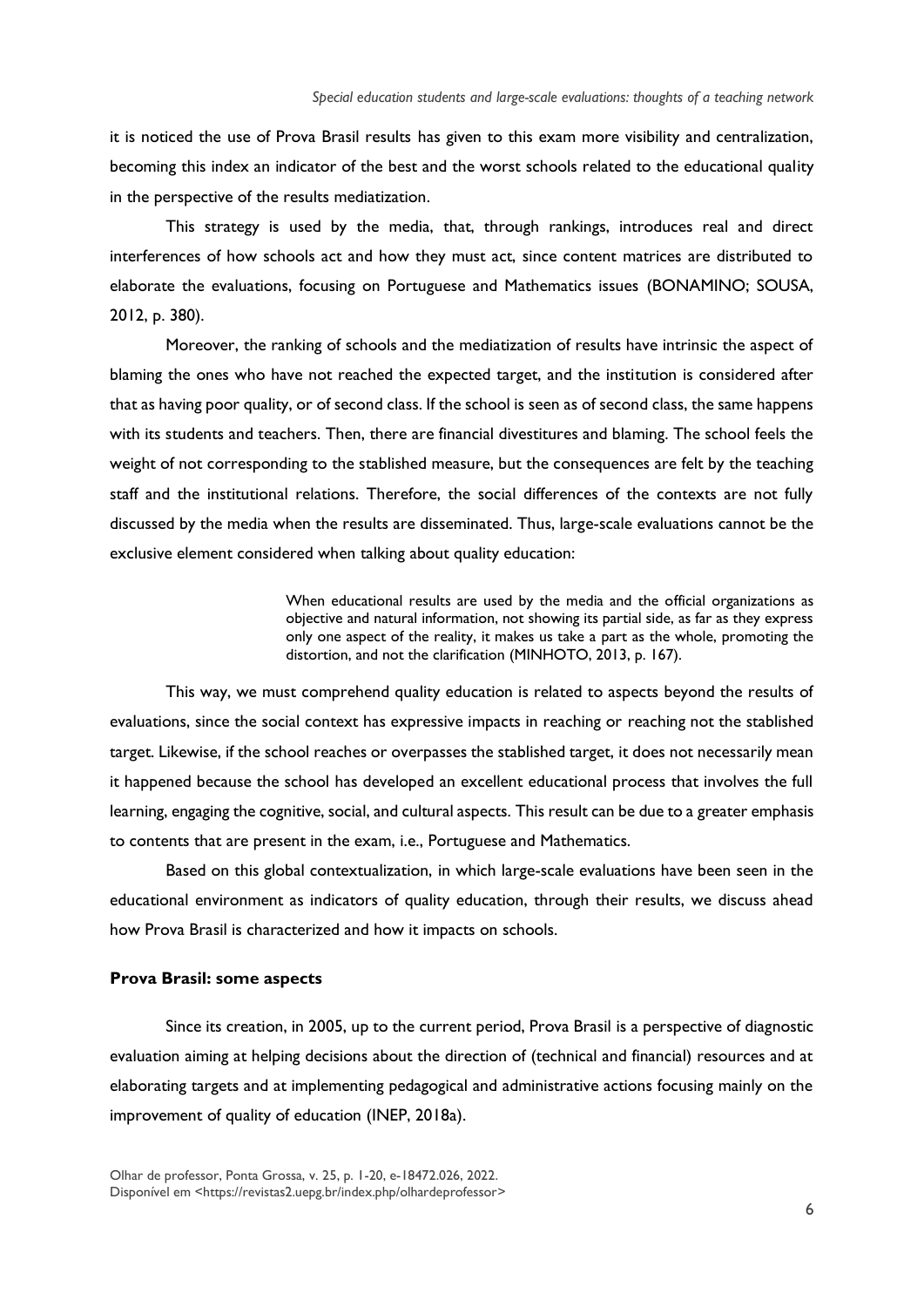it is noticed the use of Prova Brasil results has given to this exam more visibility and centralization, becoming this index an indicator of the best and the worst schools related to the educational quality in the perspective of the results mediatization.

This strategy is used by the media, that, through rankings, introduces real and direct interferences of how schools act and how they must act, since content matrices are distributed to elaborate the evaluations, focusing on Portuguese and Mathematics issues (BONAMINO; SOUSA, 2012, p. 380).

Moreover, the ranking of schools and the mediatization of results have intrinsic the aspect of blaming the ones who have not reached the expected target, and the institution is considered after that as having poor quality, or of second class. If the school is seen as of second class, the same happens with its students and teachers. Then, there are financial divestitures and blaming. The school feels the weight of not corresponding to the stablished measure, but the consequences are felt by the teaching staff and the institutional relations. Therefore, the social differences of the contexts are not fully discussed by the media when the results are disseminated. Thus, large-scale evaluations cannot be the exclusive element considered when talking about quality education:

> When educational results are used by the media and the official organizations as objective and natural information, not showing its partial side, as far as they express only one aspect of the reality, it makes us take a part as the whole, promoting the distortion, and not the clarification (MINHOTO, 2013, p. 167).

This way, we must comprehend quality education is related to aspects beyond the results of evaluations, since the social context has expressive impacts in reaching or reaching not the stablished target. Likewise, if the school reaches or overpasses the stablished target, it does not necessarily mean it happened because the school has developed an excellent educational process that involves the full learning, engaging the cognitive, social, and cultural aspects. This result can be due to a greater emphasis to contents that are present in the exam, i.e., Portuguese and Mathematics.

Based on this global contextualization, in which large-scale evaluations have been seen in the educational environment as indicators of quality education, through their results, we discuss ahead how Prova Brasil is characterized and how it impacts on schools.

## Prova Brasil: some aspects

Since its creation, in 2005, up to the current period, Prova Brasil is a perspective of diagnostic evaluation aiming at helping decisions about the direction of (technical and financial) resources and at elaborating targets and at implementing pedagogical and administrative actions focusing mainly on the improvement of quality of education (INEP, 2018a).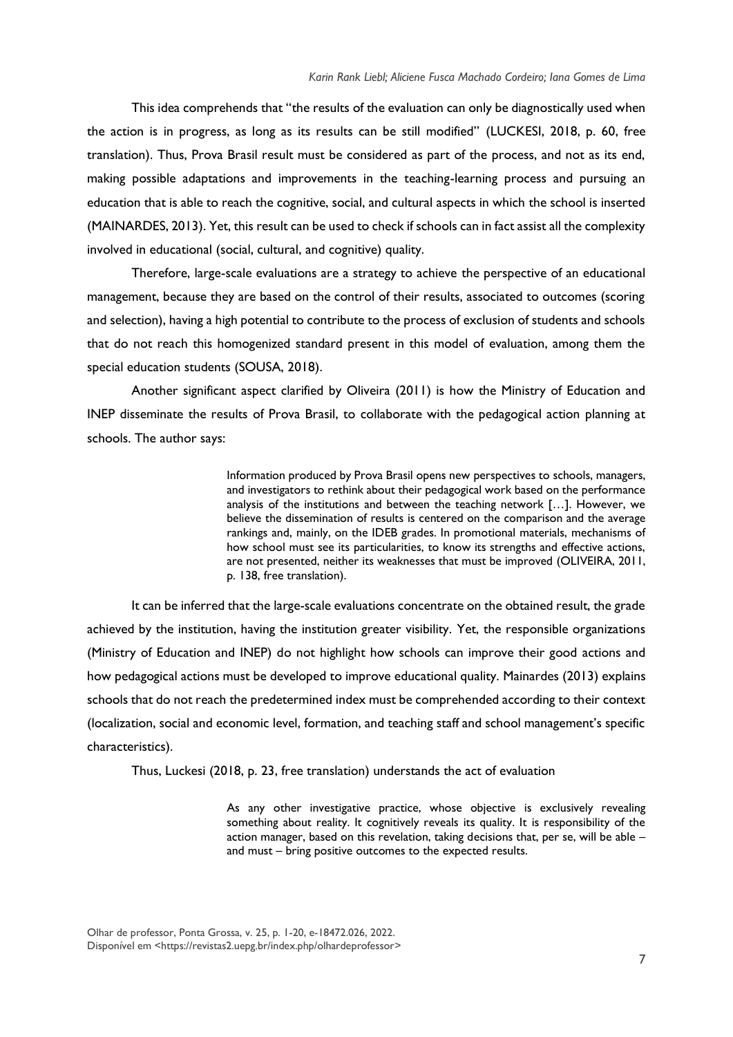This idea comprehends that "the results of the evaluation can only be diagnostically used when the action is in progress, as long as its results can be still modified" (LUCKESI, 2018, p. 60, free translation). Thus, Prova Brasil result must be considered as part of the process, and not as its end, making possible adaptations and improvements in the teaching-learning process and pursuing an education that is able to reach the cognitive, social, and cultural aspects in which the school is inserted (MAINARDES, 2013). Yet, this result can be used to check if schools can in fact assist all the complexity involved in educational (social, cultural, and cognitive) quality.

Therefore, large-scale evaluations are a strategy to achieve the perspective of an educational management, because they are based on the control of their results, associated to outcomes (scoring and selection), having a high potential to contribute to the process of exclusion of students and schools that do not reach this homogenized standard present in this model of evaluation, among them the special education students (SOUSA, 2018).

Another significant aspect clarified by Oliveira (2011) is how the Ministry of Education and INEP disseminate the results of Prova Brasil, to collaborate with the pedagogical action planning at schools. The author says:

> Information produced by Prova Brasil opens new perspectives to schools, managers, and investigators to rethink about their pedagogical work based on the performance analysis of the institutions and between the teaching network […]. However, we believe the dissemination of results is centered on the comparison and the average rankings and, mainly, on the IDEB grades. In promotional materials, mechanisms of how school must see its particularities, to know its strengths and effective actions, are not presented, neither its weaknesses that must be improved (OLIVEIRA, 2011, p. 138, free translation).

It can be inferred that the large-scale evaluations concentrate on the obtained result, the grade achieved by the institution, having the institution greater visibility. Yet, the responsible organizations (Ministry of Education and INEP) do not highlight how schools can improve their good actions and how pedagogical actions must be developed to improve educational quality. Mainardes (2013) explains schools that do not reach the predetermined index must be comprehended according to their context (localization, social and economic level, formation, and teaching staff and school management's specific characteristics).

Thus, Luckesi (2018, p. 23, free translation) understands the act of evaluation

> As any other investigative practice, whose objective is exclusively revealing something about reality. It cognitively reveals its quality. It is responsibility of the action manager, based on this revelation, taking decisions that, per se, will be able – and must – bring positive outcomes to the expected results.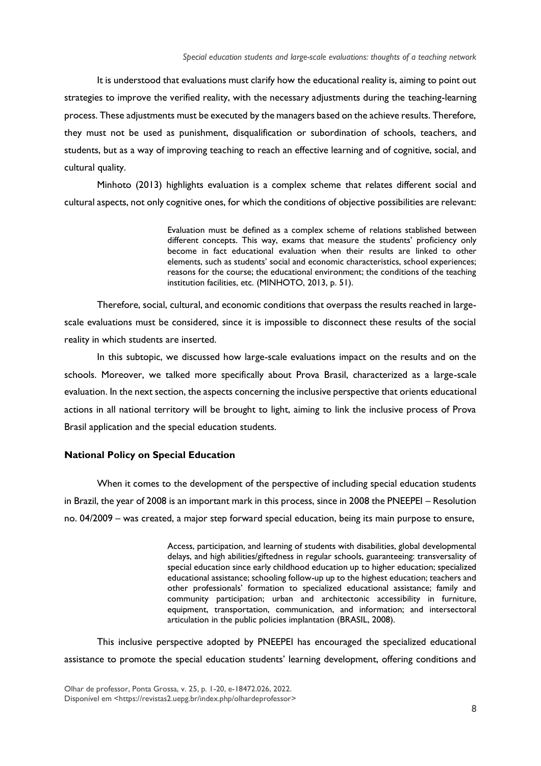It is understood that evaluations must clarify how the educational reality is, aiming to point out strategies to improve the verified reality, with the necessary adjustments during the teaching-learning process. These adjustments must be executed by the managers based on the achieve results. Therefore, they must not be used as punishment, disqualification or subordination of schools, teachers, and students, but as a way of improving teaching to reach an effective learning and of cognitive, social, and cultural quality.

Minhoto (2013) highlights evaluation is a complex scheme that relates different social and cultural aspects, not only cognitive ones, for which the conditions of objective possibilities are relevant:

> Evaluation must be defined as a complex scheme of relations stablished between different concepts. This way, exams that measure the students' proficiency only become in fact educational evaluation when their results are linked to other elements, such as students' social and economic characteristics, school experiences; reasons for the course; the educational environment; the conditions of the teaching institution facilities, etc. (MINHOTO, 2013, p. 51).

Therefore, social, cultural, and economic conditions that overpass the results reached in large-scale evaluations must be considered, since it is impossible to disconnect these results of the social reality in which students are inserted.

In this subtopic, we discussed how large-scale evaluations impact on the results and on the schools. Moreover, we talked more specifically about Prova Brasil, characterized as a large-scale evaluation. In the next section, the aspects concerning the inclusive perspective that orients educational actions in all national territory will be brought to light, aiming to link the inclusive process of Prova Brasil application and the special education students.

## National Policy on Special Education

When it comes to the development of the perspective of including special education students in Brazil, the year of 2008 is an important mark in this process, since in 2008 the PNEEPEI – Resolution no. 04/2009 – was created, a major step forward special education, being its main purpose to ensure,

> Access, participation, and learning of students with disabilities, global developmental delays, and high abilities/giftedness in regular schools, guaranteeing: transversality of special education since early childhood education up to higher education; specialized educational assistance; schooling follow-up up to the highest education; teachers and other professionals' formation to specialized educational assistance; family and community participation; urban and architectonic accessibility in furniture, equipment, transportation, communication, and information; and intersectoral articulation in the public policies implantation (BRASIL, 2008).

This inclusive perspective adopted by PNEEPEI has encouraged the specialized educational assistance to promote the special education students' learning development, offering conditions and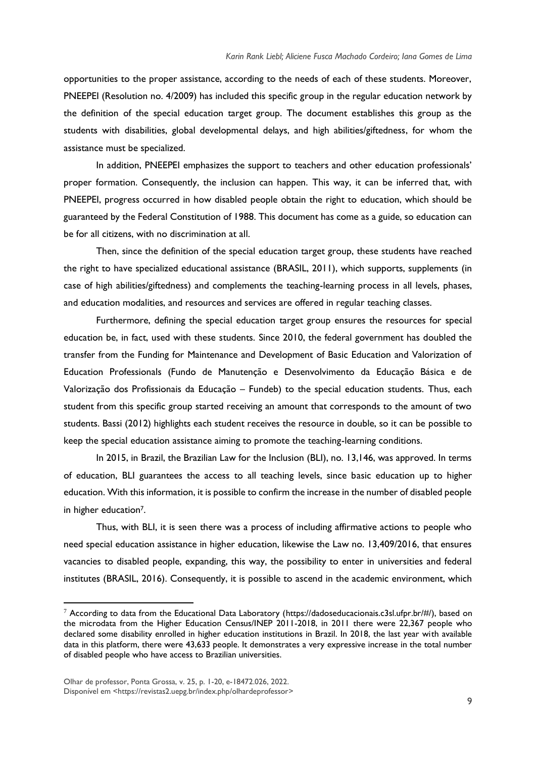opportunities to the proper assistance, according to the needs of each of these students. Moreover, PNEEPEI (Resolution no. 4/2009) has included this specific group in the regular education network by the definition of the special education target group. The document establishes this group as the students with disabilities, global developmental delays, and high abilities/giftedness, for whom the assistance must be specialized.

In addition, PNEEPEI emphasizes the support to teachers and other education professionals' proper formation. Consequently, the inclusion can happen. This way, it can be inferred that, with PNEEPEI, progress occurred in how disabled people obtain the right to education, which should be guaranteed by the Federal Constitution of 1988. This document has come as a guide, so education can be for all citizens, with no discrimination at all.

Then, since the definition of the special education target group, these students have reached the right to have specialized educational assistance (BRASIL, 2011), which supports, supplements (in case of high abilities/giftedness) and complements the teaching-learning process in all levels, phases, and education modalities, and resources and services are offered in regular teaching classes.

Furthermore, defining the special education target group ensures the resources for special education be, in fact, used with these students. Since 2010, the federal government has doubled the transfer from the Funding for Maintenance and Development of Basic Education and Valorization of Education Professionals (Fundo de Manutenção e Desenvolvimento da Educação Básica e de Valorização dos Profissionais da Educação – Fundeb) to the special education students. Thus, each student from this specific group started receiving an amount that corresponds to the amount of two students. Bassi (2012) highlights each student receives the resource in double, so it can be possible to keep the special education assistance aiming to promote the teaching-learning conditions.

In 2015, in Brazil, the Brazilian Law for the Inclusion (BLI), no. 13,146, was approved. In terms of education, BLI guarantees the access to all teaching levels, since basic education up to higher education. With this information, it is possible to confirm the increase in the number of disabled people in higher education[7].

Thus, with BLI, it is seen there was a process of including affirmative actions to people who need special education assistance in higher education, likewise the Law no. 13,409/2016, that ensures vacancies to disabled people, expanding, this way, the possibility to enter in universities and federal institutes (BRASIL, 2016). Consequently, it is possible to ascend in the academic environment, which

[7] According to data from the Educational Data Laboratory (https://dadoseducacionais.c3sl.ufpr.br/#/), based on the microdata from the Higher Education Census/INEP 2011-2018, in 2011 there were 22,367 people who declared some disability enrolled in higher education institutions in Brazil. In 2018, the last year with available data in this platform, there were 43,633 people. It demonstrates a very expressive increase in the total number of disabled people who have access to Brazilian universities.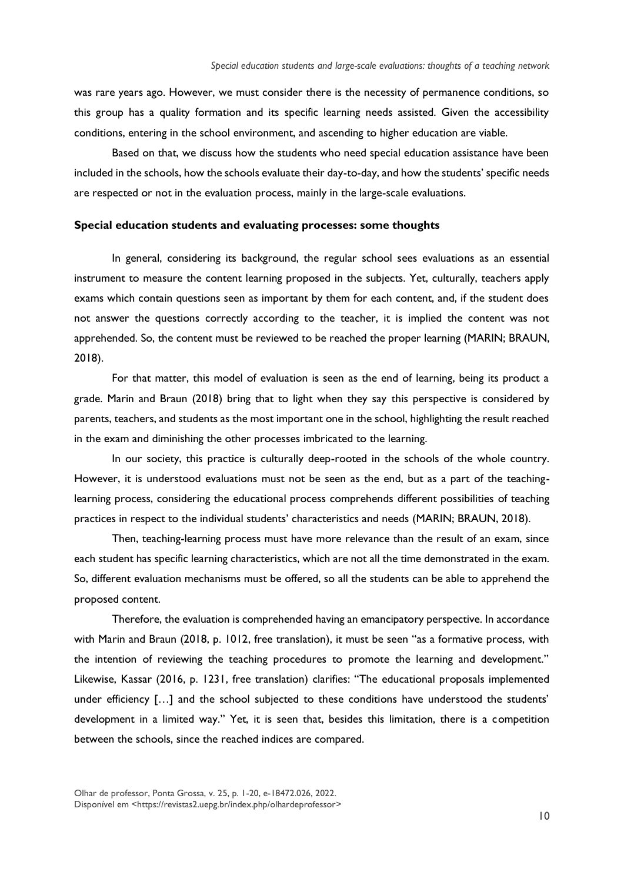was rare years ago. However, we must consider there is the necessity of permanence conditions, so this group has a quality formation and its specific learning needs assisted. Given the accessibility conditions, entering in the school environment, and ascending to higher education are viable.

Based on that, we discuss how the students who need special education assistance have been included in the schools, how the schools evaluate their day-to-day, and how the students' specific needs are respected or not in the evaluation process, mainly in the large-scale evaluations.

## Special education students and evaluating processes: some thoughts

In general, considering its background, the regular school sees evaluations as an essential instrument to measure the content learning proposed in the subjects. Yet, culturally, teachers apply exams which contain questions seen as important by them for each content, and, if the student does not answer the questions correctly according to the teacher, it is implied the content was not apprehended. So, the content must be reviewed to be reached the proper learning (MARIN; BRAUN, 2018).

For that matter, this model of evaluation is seen as the end of learning, being its product a grade. Marin and Braun (2018) bring that to light when they say this perspective is considered by parents, teachers, and students as the most important one in the school, highlighting the result reached in the exam and diminishing the other processes imbricated to the learning.

In our society, this practice is culturally deep-rooted in the schools of the whole country. However, it is understood evaluations must not be seen as the end, but as a part of the teaching-learning process, considering the educational process comprehends different possibilities of teaching practices in respect to the individual students' characteristics and needs (MARIN; BRAUN, 2018).

Then, teaching-learning process must have more relevance than the result of an exam, since each student has specific learning characteristics, which are not all the time demonstrated in the exam. So, different evaluation mechanisms must be offered, so all the students can be able to apprehend the proposed content.

Therefore, the evaluation is comprehended having an emancipatory perspective. In accordance with Marin and Braun (2018, p. 1012, free translation), it must be seen "as a formative process, with the intention of reviewing the teaching procedures to promote the learning and development." Likewise, Kassar (2016, p. 1231, free translation) clarifies: "The educational proposals implemented under efficiency [...] and the school subjected to these conditions have understood the students' development in a limited way." Yet, it is seen that, besides this limitation, there is a competition between the schools, since the reached indices are compared.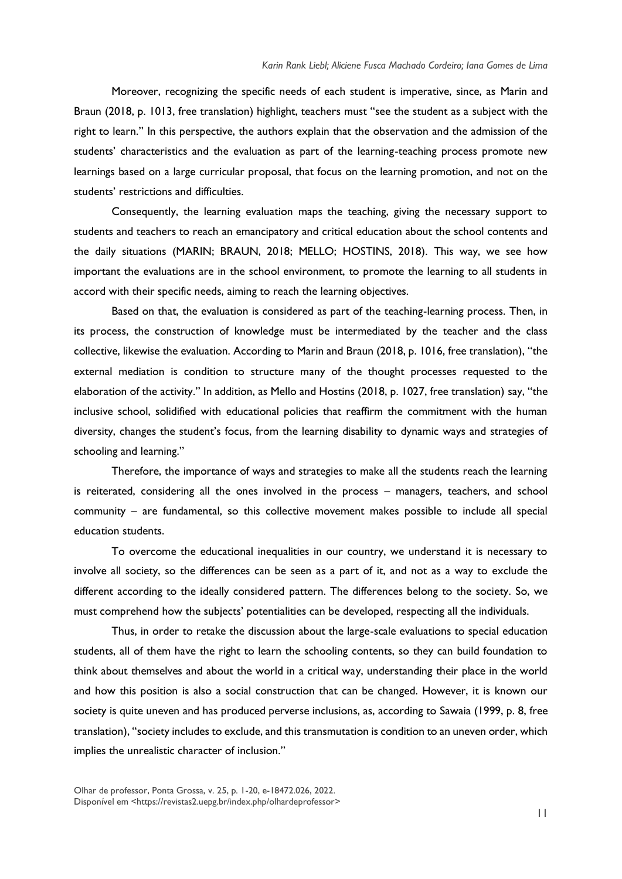Moreover, recognizing the specific needs of each student is imperative, since, as Marin and Braun (2018, p. 1013, free translation) highlight, teachers must "see the student as a subject with the right to learn." In this perspective, the authors explain that the observation and the admission of the students' characteristics and the evaluation as part of the learning-teaching process promote new learnings based on a large curricular proposal, that focus on the learning promotion, and not on the students' restrictions and difficulties.

Consequently, the learning evaluation maps the teaching, giving the necessary support to students and teachers to reach an emancipatory and critical education about the school contents and the daily situations (MARIN; BRAUN, 2018; MELLO; HOSTINS, 2018). This way, we see how important the evaluations are in the school environment, to promote the learning to all students in accord with their specific needs, aiming to reach the learning objectives.

Based on that, the evaluation is considered as part of the teaching-learning process. Then, in its process, the construction of knowledge must be intermediated by the teacher and the class collective, likewise the evaluation. According to Marin and Braun (2018, p. 1016, free translation), "the external mediation is condition to structure many of the thought processes requested to the elaboration of the activity." In addition, as Mello and Hostins (2018, p. 1027, free translation) say, "the inclusive school, solidified with educational policies that reaffirm the commitment with the human diversity, changes the student's focus, from the learning disability to dynamic ways and strategies of schooling and learning."

Therefore, the importance of ways and strategies to make all the students reach the learning is reiterated, considering all the ones involved in the process – managers, teachers, and school community – are fundamental, so this collective movement makes possible to include all special education students.

To overcome the educational inequalities in our country, we understand it is necessary to involve all society, so the differences can be seen as a part of it, and not as a way to exclude the different according to the ideally considered pattern. The differences belong to the society. So, we must comprehend how the subjects' potentialities can be developed, respecting all the individuals.

Thus, in order to retake the discussion about the large-scale evaluations to special education students, all of them have the right to learn the schooling contents, so they can build foundation to think about themselves and about the world in a critical way, understanding their place in the world and how this position is also a social construction that can be changed. However, it is known our society is quite uneven and has produced perverse inclusions, as, according to Sawaia (1999, p. 8, free translation), "society includes to exclude, and this transmutation is condition to an uneven order, which implies the unrealistic character of inclusion."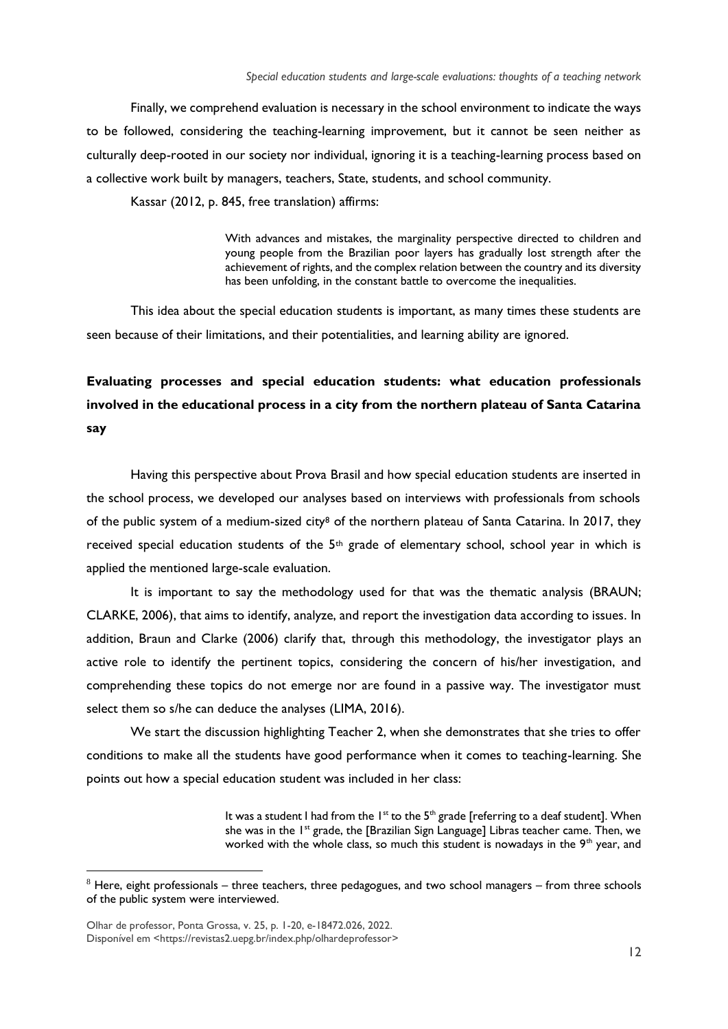Finally, we comprehend evaluation is necessary in the school environment to indicate the ways to be followed, considering the teaching-learning improvement, but it cannot be seen neither as culturally deep-rooted in our society nor individual, ignoring it is a teaching-learning process based on a collective work built by managers, teachers, State, students, and school community.

Kassar (2012, p. 845, free translation) affirms:

> With advances and mistakes, the marginality perspective directed to children and young people from the Brazilian poor layers has gradually lost strength after the achievement of rights, and the complex relation between the country and its diversity has been unfolding, in the constant battle to overcome the inequalities.

This idea about the special education students is important, as many times these students are seen because of their limitations, and their potentialities, and learning ability are ignored.

## Evaluating processes and special education students: what education professionals involved in the educational process in a city from the northern plateau of Santa Catarina say

Having this perspective about Prova Brasil and how special education students are inserted in the school process, we developed our analyses based on interviews with professionals from schools of the public system of a medium-sized city[8] of the northern plateau of Santa Catarina. In 2017, they received special education students of the 5th grade of elementary school, school year in which is applied the mentioned large-scale evaluation.

It is important to say the methodology used for that was the thematic analysis (BRAUN; CLARKE, 2006), that aims to identify, analyze, and report the investigation data according to issues. In addition, Braun and Clarke (2006) clarify that, through this methodology, the investigator plays an active role to identify the pertinent topics, considering the concern of his/her investigation, and comprehending these topics do not emerge nor are found in a passive way. The investigator must select them so s/he can deduce the analyses (LIMA, 2016).

We start the discussion highlighting Teacher 2, when she demonstrates that she tries to offer conditions to make all the students have good performance when it comes to teaching-learning. She points out how a special education student was included in her class:

> It was a student I had from the 1st to the 5th grade [referring to a deaf student]. When she was in the 1st grade, the [Brazilian Sign Language] Libras teacher came. Then, we worked with the whole class, so much this student is nowadays in the 9th year, and

[8] Here, eight professionals – three teachers, three pedagogues, and two school managers – from three schools of the public system were interviewed.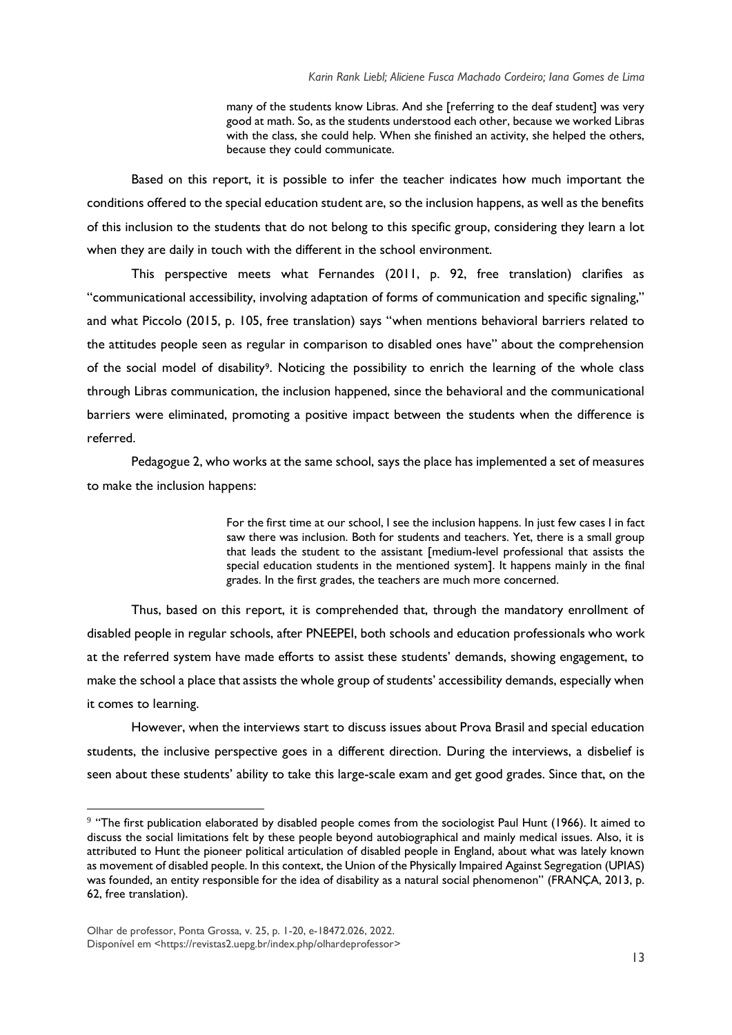> many of the students know Libras. And she [referring to the deaf student] was very good at math. So, as the students understood each other, because we worked Libras with the class, she could help. When she finished an activity, she helped the others, because they could communicate.

Based on this report, it is possible to infer the teacher indicates how much important the conditions offered to the special education student are, so the inclusion happens, as well as the benefits of this inclusion to the students that do not belong to this specific group, considering they learn a lot when they are daily in touch with the different in the school environment.

This perspective meets what Fernandes (2011, p. 92, free translation) clarifies as "communicational accessibility, involving adaptation of forms of communication and specific signaling," and what Piccolo (2015, p. 105, free translation) says "when mentions behavioral barriers related to the attitudes people seen as regular in comparison to disabled ones have" about the comprehension of the social model of disability[9]. Noticing the possibility to enrich the learning of the whole class through Libras communication, the inclusion happened, since the behavioral and the communicational barriers were eliminated, promoting a positive impact between the students when the difference is referred.

Pedagogue 2, who works at the same school, says the place has implemented a set of measures to make the inclusion happens:

> For the first time at our school, I see the inclusion happens. In just few cases I in fact saw there was inclusion. Both for students and teachers. Yet, there is a small group that leads the student to the assistant [medium-level professional that assists the special education students in the mentioned system]. It happens mainly in the final grades. In the first grades, the teachers are much more concerned.

Thus, based on this report, it is comprehended that, through the mandatory enrollment of disabled people in regular schools, after PNEEPEI, both schools and education professionals who work at the referred system have made efforts to assist these students' demands, showing engagement, to make the school a place that assists the whole group of students' accessibility demands, especially when it comes to learning.

However, when the interviews start to discuss issues about Prova Brasil and special education students, the inclusive perspective goes in a different direction. During the interviews, a disbelief is seen about these students' ability to take this large-scale exam and get good grades. Since that, on the

---

[9] "The first publication elaborated by disabled people comes from the sociologist Paul Hunt (1966). It aimed to discuss the social limitations felt by these people beyond autobiographical and mainly medical issues. Also, it is attributed to Hunt the pioneer political articulation of disabled people in England, about what was lately known as movement of disabled people. In this context, the Union of the Physically Impaired Against Segregation (UPIAS) was founded, an entity responsible for the idea of disability as a natural social phenomenon" (FRANÇA, 2013, p. 62, free translation).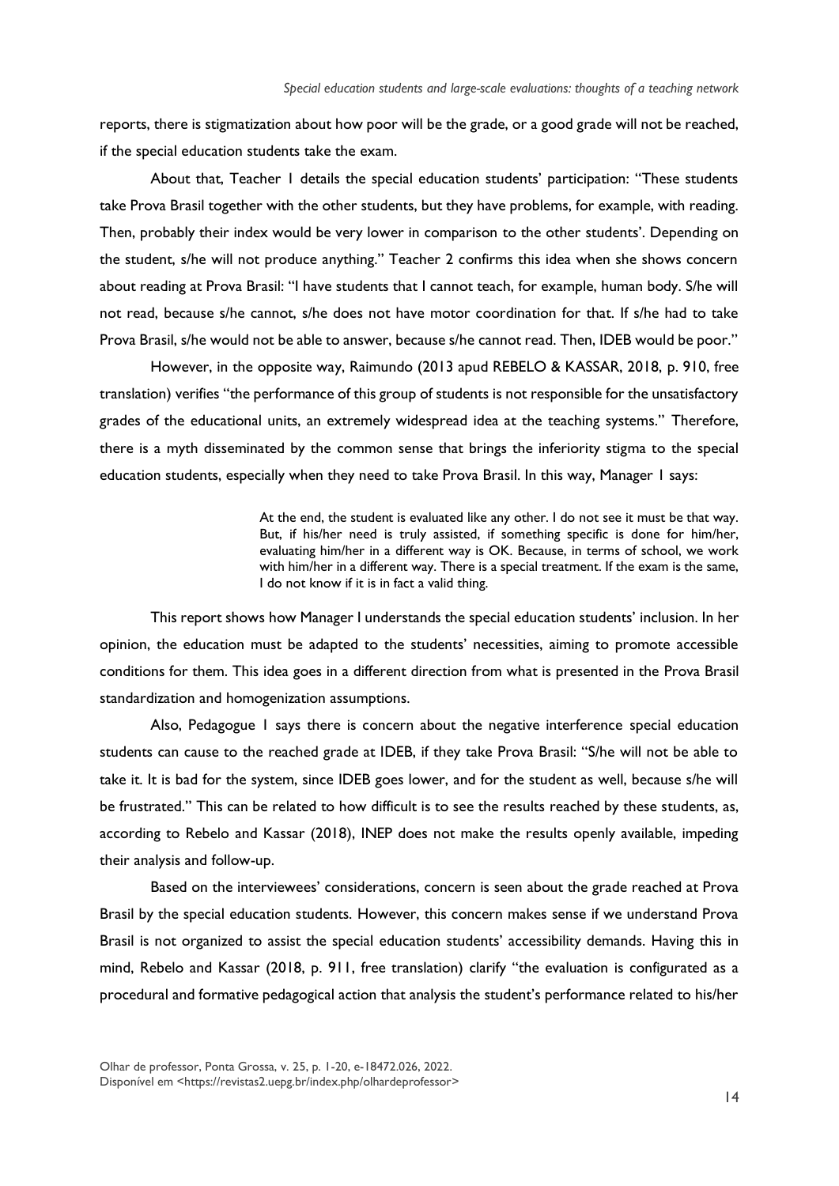reports, there is stigmatization about how poor will be the grade, or a good grade will not be reached, if the special education students take the exam.

About that, Teacher 1 details the special education students' participation: "These students take Prova Brasil together with the other students, but they have problems, for example, with reading. Then, probably their index would be very lower in comparison to the other students'. Depending on the student, s/he will not produce anything." Teacher 2 confirms this idea when she shows concern about reading at Prova Brasil: "I have students that I cannot teach, for example, human body. S/he will not read, because s/he cannot, s/he does not have motor coordination for that. If s/he had to take Prova Brasil, s/he would not be able to answer, because s/he cannot read. Then, IDEB would be poor."

However, in the opposite way, Raimundo (2013 apud REBELO & KASSAR, 2018, p. 910, free translation) verifies "the performance of this group of students is not responsible for the unsatisfactory grades of the educational units, an extremely widespread idea at the teaching systems." Therefore, there is a myth disseminated by the common sense that brings the inferiority stigma to the special education students, especially when they need to take Prova Brasil. In this way, Manager 1 says:

> At the end, the student is evaluated like any other. I do not see it must be that way. But, if his/her need is truly assisted, if something specific is done for him/her, evaluating him/her in a different way is OK. Because, in terms of school, we work with him/her in a different way. There is a special treatment. If the exam is the same, I do not know if it is in fact a valid thing.

This report shows how Manager I understands the special education students' inclusion. In her opinion, the education must be adapted to the students' necessities, aiming to promote accessible conditions for them. This idea goes in a different direction from what is presented in the Prova Brasil standardization and homogenization assumptions.

Also, Pedagogue 1 says there is concern about the negative interference special education students can cause to the reached grade at IDEB, if they take Prova Brasil: "S/he will not be able to take it. It is bad for the system, since IDEB goes lower, and for the student as well, because s/he will be frustrated." This can be related to how difficult is to see the results reached by these students, as, according to Rebelo and Kassar (2018), INEP does not make the results openly available, impeding their analysis and follow-up.

Based on the interviewees' considerations, concern is seen about the grade reached at Prova Brasil by the special education students. However, this concern makes sense if we understand Prova Brasil is not organized to assist the special education students' accessibility demands. Having this in mind, Rebelo and Kassar (2018, p. 911, free translation) clarify "the evaluation is configurated as a procedural and formative pedagogical action that analysis the student's performance related to his/her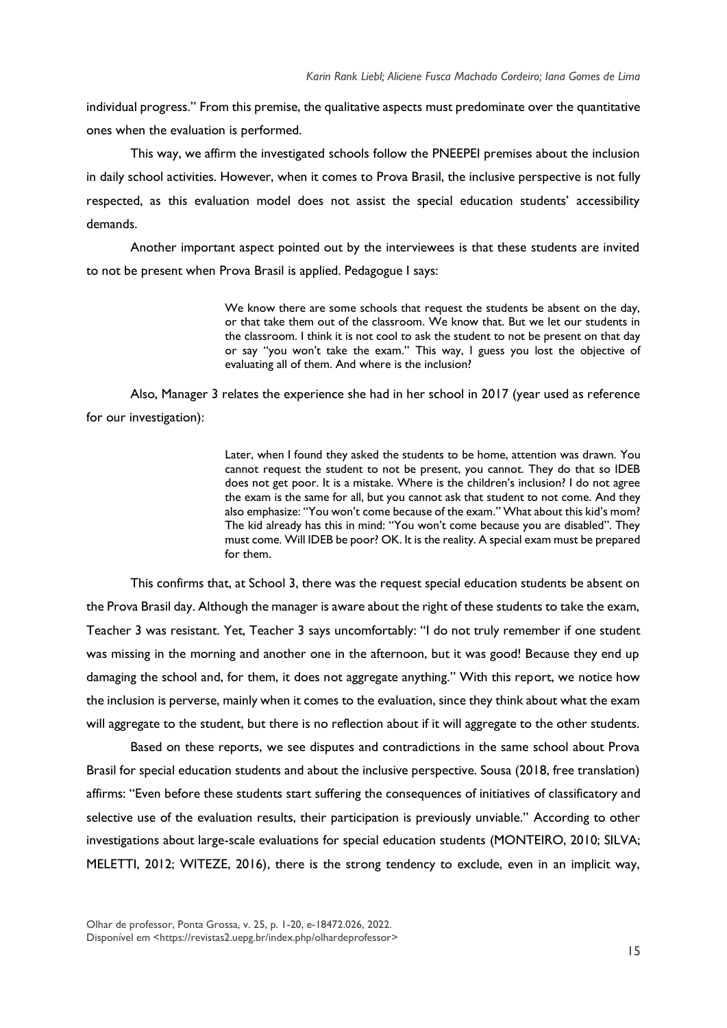individual progress." From this premise, the qualitative aspects must predominate over the quantitative ones when the evaluation is performed.

This way, we affirm the investigated schools follow the PNEEPEI premises about the inclusion in daily school activities. However, when it comes to Prova Brasil, the inclusive perspective is not fully respected, as this evaluation model does not assist the special education students' accessibility demands.

Another important aspect pointed out by the interviewees is that these students are invited to not be present when Prova Brasil is applied. Pedagogue I says:

> We know there are some schools that request the students be absent on the day, or that take them out of the classroom. We know that. But we let our students in the classroom. I think it is not cool to ask the student to not be present on that day or say "you won't take the exam." This way, I guess you lost the objective of evaluating all of them. And where is the inclusion?

Also, Manager 3 relates the experience she had in her school in 2017 (year used as reference for our investigation):

> Later, when I found they asked the students to be home, attention was drawn. You cannot request the student to not be present, you cannot. They do that so IDEB does not get poor. It is a mistake. Where is the children's inclusion? I do not agree the exam is the same for all, but you cannot ask that student to not come. And they also emphasize: "You won't come because of the exam." What about this kid's mom? The kid already has this in mind: "You won't come because you are disabled". They must come. Will IDEB be poor? OK. It is the reality. A special exam must be prepared for them.

This confirms that, at School 3, there was the request special education students be absent on the Prova Brasil day. Although the manager is aware about the right of these students to take the exam, Teacher 3 was resistant. Yet, Teacher 3 says uncomfortably: "I do not truly remember if one student was missing in the morning and another one in the afternoon, but it was good! Because they end up damaging the school and, for them, it does not aggregate anything." With this report, we notice how the inclusion is perverse, mainly when it comes to the evaluation, since they think about what the exam will aggregate to the student, but there is no reflection about if it will aggregate to the other students.

Based on these reports, we see disputes and contradictions in the same school about Prova Brasil for special education students and about the inclusive perspective. Sousa (2018, free translation) affirms: "Even before these students start suffering the consequences of initiatives of classificatory and selective use of the evaluation results, their participation is previously unviable." According to other investigations about large-scale evaluations for special education students (MONTEIRO, 2010; SILVA; MELETTI, 2012; WITEZE, 2016), there is the strong tendency to exclude, even in an implicit way,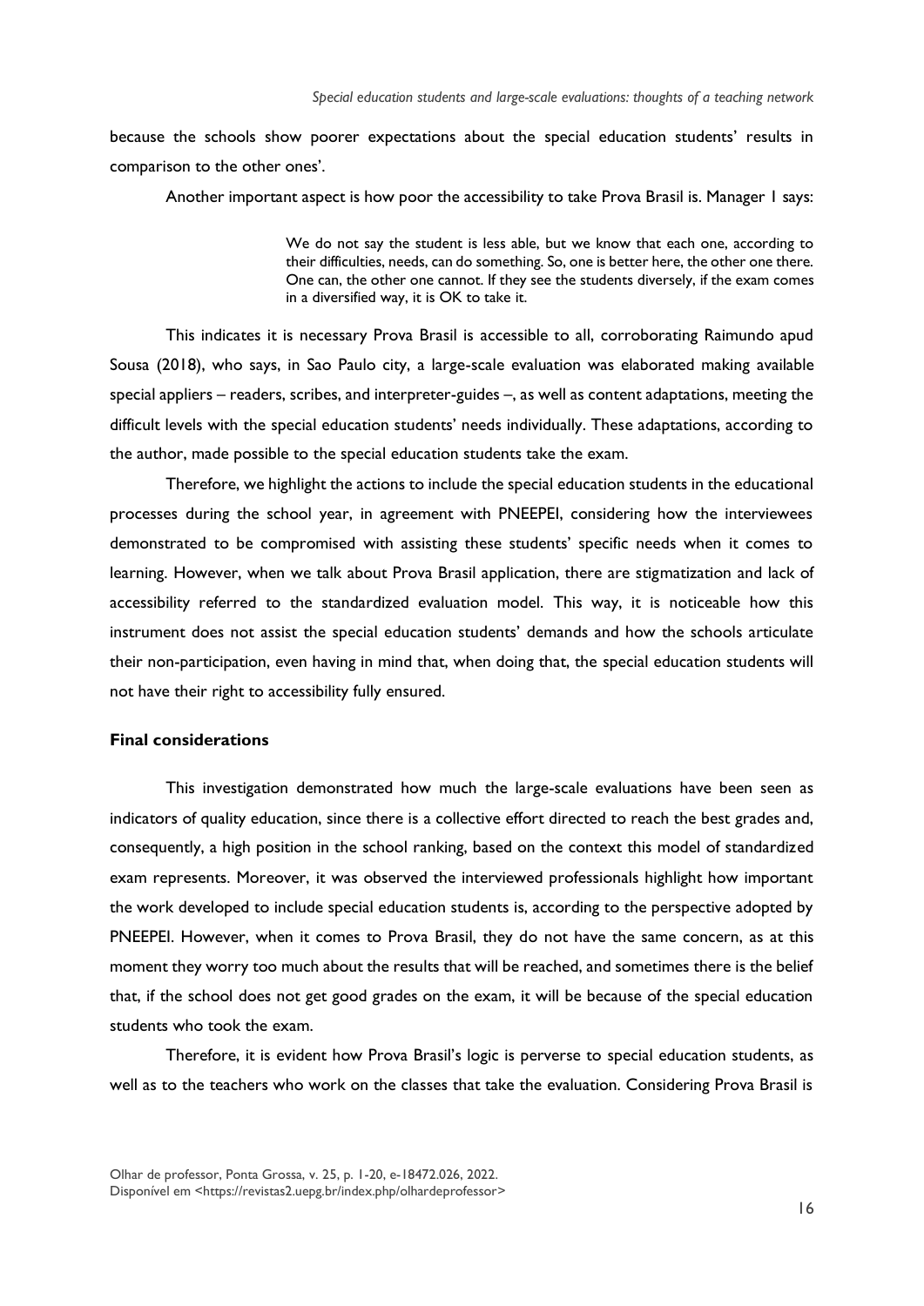because the schools show poorer expectations about the special education students' results in comparison to the other ones'.

Another important aspect is how poor the accessibility to take Prova Brasil is. Manager 1 says:

> We do not say the student is less able, but we know that each one, according to their difficulties, needs, can do something. So, one is better here, the other one there. One can, the other one cannot. If they see the students diversely, if the exam comes in a diversified way, it is OK to take it.

This indicates it is necessary Prova Brasil is accessible to all, corroborating Raimundo apud Sousa (2018), who says, in Sao Paulo city, a large-scale evaluation was elaborated making available special appliers – readers, scribes, and interpreter-guides –, as well as content adaptations, meeting the difficult levels with the special education students' needs individually. These adaptations, according to the author, made possible to the special education students take the exam.

Therefore, we highlight the actions to include the special education students in the educational processes during the school year, in agreement with PNEEPEI, considering how the interviewees demonstrated to be compromised with assisting these students' specific needs when it comes to learning. However, when we talk about Prova Brasil application, there are stigmatization and lack of accessibility referred to the standardized evaluation model. This way, it is noticeable how this instrument does not assist the special education students' demands and how the schools articulate their non-participation, even having in mind that, when doing that, the special education students will not have their right to accessibility fully ensured.

## Final considerations

This investigation demonstrated how much the large-scale evaluations have been seen as indicators of quality education, since there is a collective effort directed to reach the best grades and, consequently, a high position in the school ranking, based on the context this model of standardized exam represents. Moreover, it was observed the interviewed professionals highlight how important the work developed to include special education students is, according to the perspective adopted by PNEEPEI. However, when it comes to Prova Brasil, they do not have the same concern, as at this moment they worry too much about the results that will be reached, and sometimes there is the belief that, if the school does not get good grades on the exam, it will be because of the special education students who took the exam.

Therefore, it is evident how Prova Brasil's logic is perverse to special education students, as well as to the teachers who work on the classes that take the evaluation. Considering Prova Brasil is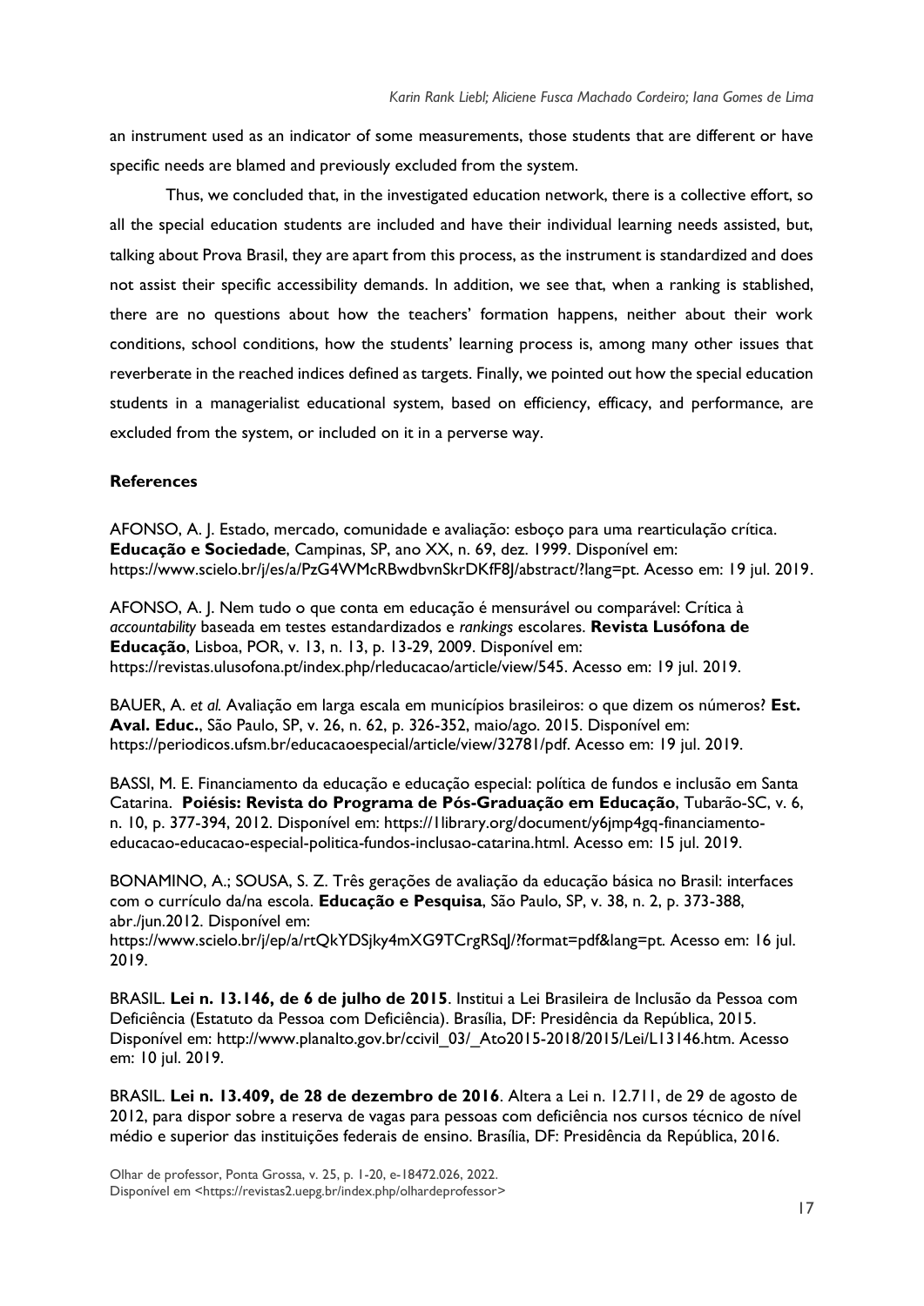an instrument used as an indicator of some measurements, those students that are different or have specific needs are blamed and previously excluded from the system.

Thus, we concluded that, in the investigated education network, there is a collective effort, so all the special education students are included and have their individual learning needs assisted, but, talking about Prova Brasil, they are apart from this process, as the instrument is standardized and does not assist their specific accessibility demands. In addition, we see that, when a ranking is stablished, there are no questions about how the teachers' formation happens, neither about their work conditions, school conditions, how the students' learning process is, among many other issues that reverberate in the reached indices defined as targets. Finally, we pointed out how the special education students in a managerialist educational system, based on efficiency, efficacy, and performance, are excluded from the system, or included on it in a perverse way.

### References

AFONSO, A. J. Estado, mercado, comunidade e avaliação: esboço para uma rearticulação crítica. **Educação e Sociedade**, Campinas, SP, ano XX, n. 69, dez. 1999. Disponível em: https://www.scielo.br/j/es/a/PzG4WMcRBwdbvnSkrDKfF8J/abstract/?lang=pt. Acesso em: 19 jul. 2019.

AFONSO, A. J. Nem tudo o que conta em educação é mensurável ou comparável: Crítica à *accountability* baseada em testes estandardizados e *rankings* escolares. **Revista Lusófona de Educação**, Lisboa, POR, v. 13, n. 13, p. 13-29, 2009. Disponível em: https://revistas.ulusofona.pt/index.php/rleducacao/article/view/545. Acesso em: 19 jul. 2019.

BAUER, A. *et al.* Avaliação em larga escala em municípios brasileiros: o que dizem os números? **Est. Aval. Educ.**, São Paulo, SP, v. 26, n. 62, p. 326-352, maio/ago. 2015. Disponível em: https://periodicos.ufsm.br/educacaoespecial/article/view/32781/pdf. Acesso em: 19 jul. 2019.

BASSI, M. E. Financiamento da educação e educação especial: política de fundos e inclusão em Santa Catarina. **Poiésis: Revista do Programa de Pós-Graduação em Educação**, Tubarão-SC, v. 6, n. 10, p. 377-394, 2012. Disponível em: https://1library.org/document/y6jmp4gq-financiamento-educacao-educacao-especial-politica-fundos-inclusao-catarina.html. Acesso em: 15 jul. 2019.

BONAMINO, A.; SOUSA, S. Z. Três gerações de avaliação da educação básica no Brasil: interfaces com o currículo da/na escola. **Educação e Pesquisa**, São Paulo, SP, v. 38, n. 2, p. 373-388, abr./jun.2012. Disponível em: https://www.scielo.br/j/ep/a/rtQkYDSjky4mXG9TCrgRSqJ/?format=pdf&lang=pt. Acesso em: 16 jul. 2019.

BRASIL. **Lei n. 13.146, de 6 de julho de 2015**. Institui a Lei Brasileira de Inclusão da Pessoa com Deficiência (Estatuto da Pessoa com Deficiência). Brasília, DF: Presidência da República, 2015. Disponível em: http://www.planalto.gov.br/ccivil_03/_Ato2015-2018/2015/Lei/L13146.htm. Acesso em: 10 jul. 2019.

BRASIL. **Lei n. 13.409, de 28 de dezembro de 2016**. Altera a Lei n. 12.711, de 29 de agosto de 2012, para dispor sobre a reserva de vagas para pessoas com deficiência nos cursos técnico de nível médio e superior das instituições federais de ensino. Brasília, DF: Presidência da República, 2016.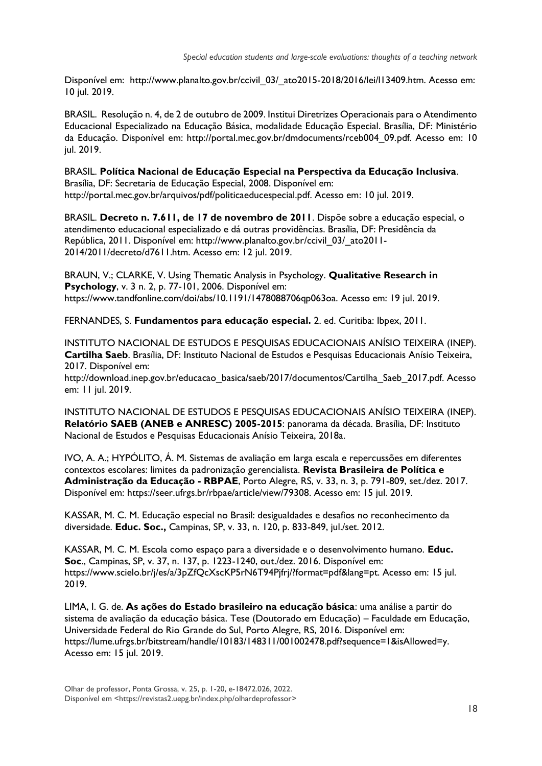Disponível em: http://www.planalto.gov.br/ccivil_03/_ato2015-2018/2016/lei/l13409.htm. Acesso em: 10 jul. 2019.

BRASIL. Resolução n. 4, de 2 de outubro de 2009. Institui Diretrizes Operacionais para o Atendimento Educacional Especializado na Educação Básica, modalidade Educação Especial. Brasília, DF: Ministério da Educação. Disponível em: http://portal.mec.gov.br/dmdocuments/rceb004_09.pdf. Acesso em: 10 jul. 2019.

BRASIL. **Política Nacional de Educação Especial na Perspectiva da Educação Inclusiva**. Brasília, DF: Secretaria de Educação Especial, 2008. Disponível em: http://portal.mec.gov.br/arquivos/pdf/politicaeducespecial.pdf. Acesso em: 10 jul. 2019.

BRASIL. **Decreto n. 7.611, de 17 de novembro de 2011**. Dispõe sobre a educação especial, o atendimento educacional especializado e dá outras providências. Brasília, DF: Presidência da República, 2011. Disponível em: http://www.planalto.gov.br/ccivil_03/_ato2011-2014/2011/decreto/d7611.htm. Acesso em: 12 jul. 2019.

BRAUN, V.; CLARKE, V. Using Thematic Analysis in Psychology. **Qualitative Research in Psychology**, v. 3 n. 2, p. 77-101, 2006. Disponível em: https://www.tandfonline.com/doi/abs/10.1191/1478088706qp063oa. Acesso em: 19 jul. 2019.

FERNANDES, S. **Fundamentos para educação especial.** 2. ed. Curitiba: Ibpex, 2011.

INSTITUTO NACIONAL DE ESTUDOS E PESQUISAS EDUCACIONAIS ANÍSIO TEIXEIRA (INEP). **Cartilha Saeb**. Brasília, DF: Instituto Nacional de Estudos e Pesquisas Educacionais Anísio Teixeira, 2017. Disponível em: http://download.inep.gov.br/educacao_basica/saeb/2017/documentos/Cartilha_Saeb_2017.pdf. Acesso em: 11 jul. 2019.

INSTITUTO NACIONAL DE ESTUDOS E PESQUISAS EDUCACIONAIS ANÍSIO TEIXEIRA (INEP). **Relatório SAEB (ANEB e ANRESC) 2005-2015**: panorama da década. Brasília, DF: Instituto Nacional de Estudos e Pesquisas Educacionais Anísio Teixeira, 2018a.

IVO, A. A.; HYPÓLITO, Á. M. Sistemas de avaliação em larga escala e repercussões em diferentes contextos escolares: limites da padronização gerencialista. **Revista Brasileira de Política e Administração da Educação - RBPAE**, Porto Alegre, RS, v. 33, n. 3, p. 791-809, set./dez. 2017. Disponível em: https://seer.ufrgs.br/rbpae/article/view/79308. Acesso em: 15 jul. 2019.

KASSAR, M. C. M. Educação especial no Brasil: desigualdades e desafios no reconhecimento da diversidade. **Educ. Soc.,** Campinas, SP, v. 33, n. 120, p. 833-849, jul./set. 2012.

KASSAR, M. C. M. Escola como espaço para a diversidade e o desenvolvimento humano. **Educ. Soc**., Campinas, SP, v. 37, n. 137, p. 1223-1240, out./dez. 2016. Disponível em: https://www.scielo.br/j/es/a/3pZfQcXscKP5rN6T94Pjfrj/?format=pdf&lang=pt. Acesso em: 15 jul. 2019.

LIMA, I. G. de. **As ações do Estado brasileiro na educação básica**: uma análise a partir do sistema de avaliação da educação básica. Tese (Doutorado em Educação) – Faculdade de Educação, Universidade Federal do Rio Grande do Sul, Porto Alegre, RS, 2016. Disponível em: https://lume.ufrgs.br/bitstream/handle/10183/148311/001002478.pdf?sequence=1&isAllowed=y. Acesso em: 15 jul. 2019.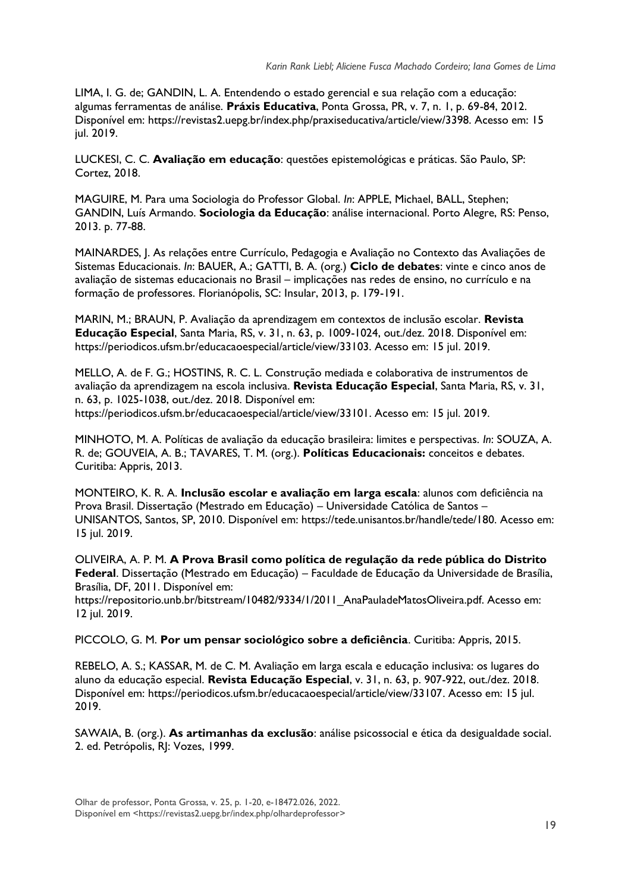LIMA, I. G. de; GANDIN, L. A. Entendendo o estado gerencial e sua relação com a educação: algumas ferramentas de análise. **Práxis Educativa**, Ponta Grossa, PR, v. 7, n. 1, p. 69-84, 2012. Disponível em: https://revistas2.uepg.br/index.php/praxiseducativa/article/view/3398. Acesso em: 15 jul. 2019.

LUCKESI, C. C. **Avaliação em educação**: questões epistemológicas e práticas. São Paulo, SP: Cortez, 2018.

MAGUIRE, M. Para uma Sociologia do Professor Global. *In*: APPLE, Michael, BALL, Stephen; GANDIN, Luís Armando. **Sociologia da Educação**: análise internacional. Porto Alegre, RS: Penso, 2013. p. 77-88.

MAINARDES, J. As relações entre Currículo, Pedagogia e Avaliação no Contexto das Avaliações de Sistemas Educacionais. *In*: BAUER, A.; GATTI, B. A. (org.) **Ciclo de debates**: vinte e cinco anos de avaliação de sistemas educacionais no Brasil – implicações nas redes de ensino, no currículo e na formação de professores. Florianópolis, SC: Insular, 2013, p. 179-191.

MARIN, M.; BRAUN, P. Avaliação da aprendizagem em contextos de inclusão escolar. **Revista Educação Especial**, Santa Maria, RS, v. 31, n. 63, p. 1009-1024, out./dez. 2018. Disponível em: https://periodicos.ufsm.br/educacaoespecial/article/view/33103. Acesso em: 15 jul. 2019.

MELLO, A. de F. G.; HOSTINS, R. C. L. Construção mediada e colaborativa de instrumentos de avaliação da aprendizagem na escola inclusiva. **Revista Educação Especial**, Santa Maria, RS, v. 31, n. 63, p. 1025-1038, out./dez. 2018. Disponível em: https://periodicos.ufsm.br/educacaoespecial/article/view/33101. Acesso em: 15 jul. 2019.

MINHOTO, M. A. Políticas de avaliação da educação brasileira: limites e perspectivas. *In*: SOUZA, A. R. de; GOUVEIA, A. B.; TAVARES, T. M. (org.). **Políticas Educacionais:** conceitos e debates. Curitiba: Appris, 2013.

MONTEIRO, K. R. A. **Inclusão escolar e avaliação em larga escala**: alunos com deficiência na Prova Brasil. Dissertação (Mestrado em Educação) – Universidade Católica de Santos – UNISANTOS, Santos, SP, 2010. Disponível em: https://tede.unisantos.br/handle/tede/180. Acesso em: 15 jul. 2019.

OLIVEIRA, A. P. M. **A Prova Brasil como política de regulação da rede pública do Distrito Federal**. Dissertação (Mestrado em Educação) – Faculdade de Educação da Universidade de Brasília, Brasília, DF, 2011. Disponível em: https://repositorio.unb.br/bitstream/10482/9334/1/2011_AnaPauladeMatosOliveira.pdf. Acesso em: 12 jul. 2019.

PICCOLO, G. M. **Por um pensar sociológico sobre a deficiência**. Curitiba: Appris, 2015.

REBELO, A. S.; KASSAR, M. de C. M. Avaliação em larga escala e educação inclusiva: os lugares do aluno da educação especial. **Revista Educação Especial**, v. 31, n. 63, p. 907-922, out./dez. 2018. Disponível em: https://periodicos.ufsm.br/educacaoespecial/article/view/33107. Acesso em: 15 jul. 2019.

SAWAIA, B. (org.). **As artimanhas da exclusão**: análise psicossocial e ética da desigualdade social. 2. ed. Petrópolis, RJ: Vozes, 1999.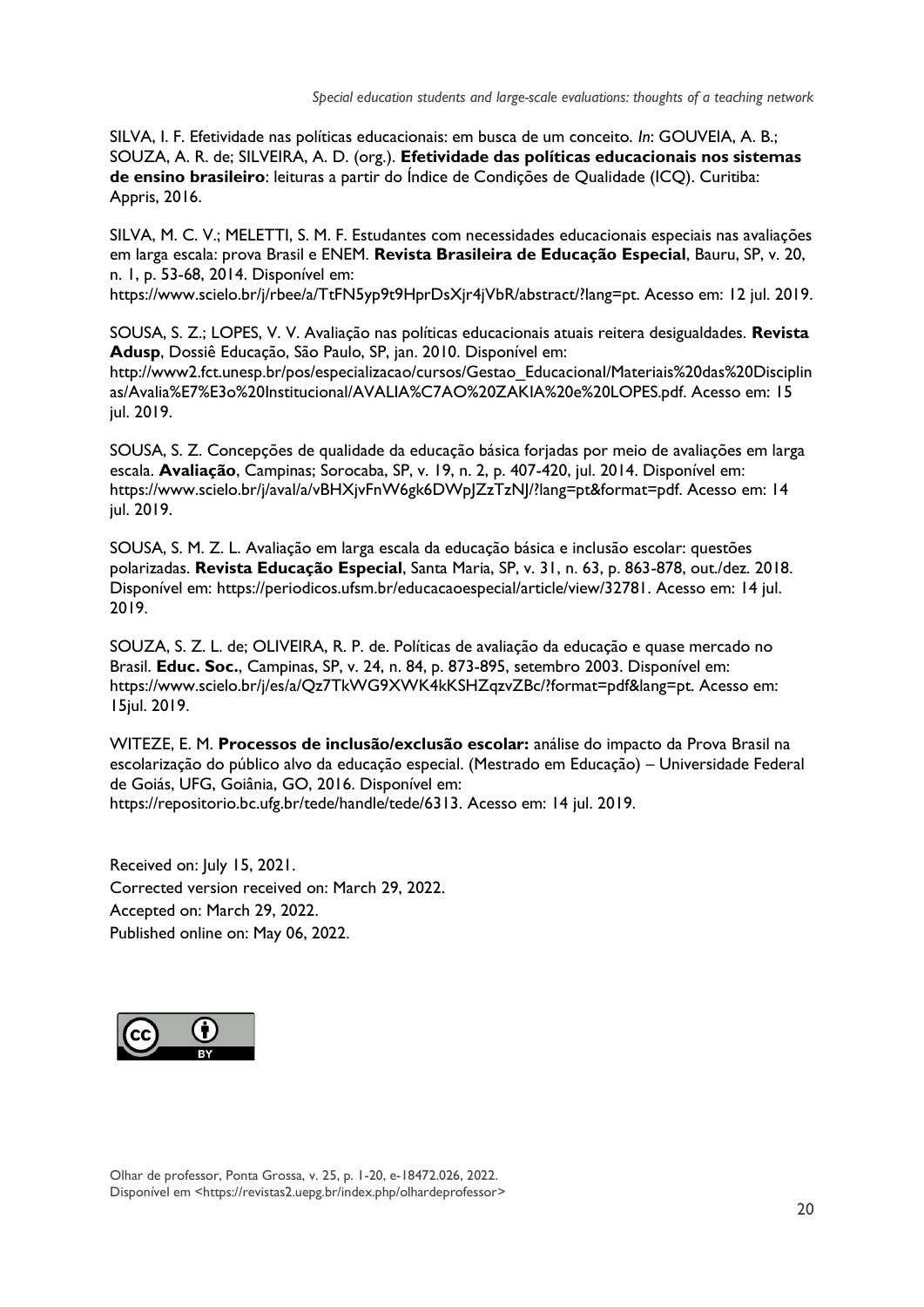SILVA, I. F. Efetividade nas políticas educacionais: em busca de um conceito. *In*: GOUVEIA, A. B.; SOUZA, A. R. de; SILVEIRA, A. D. (org.). **Efetividade das políticas educacionais nos sistemas de ensino brasileiro**: leituras a partir do Índice de Condições de Qualidade (ICQ). Curitiba: Appris, 2016.

SILVA, M. C. V.; MELETTI, S. M. F. Estudantes com necessidades educacionais especiais nas avaliações em larga escala: prova Brasil e ENEM. **Revista Brasileira de Educação Especial**, Bauru, SP, v. 20, n. 1, p. 53-68, 2014. Disponível em: https://www.scielo.br/j/rbee/a/TtFN5yp9t9HprDsXjr4jVbR/abstract/?lang=pt. Acesso em: 12 jul. 2019.

SOUSA, S. Z.; LOPES, V. V. Avaliação nas políticas educacionais atuais reitera desigualdades. **Revista Adusp**, Dossiê Educação, São Paulo, SP, jan. 2010. Disponível em: http://www2.fct.unesp.br/pos/especializacao/cursos/Gestao_Educacional/Materiais%20das%20Disciplinas/Avalia%E7%E3o%20Institucional/AVALIA%C7AO%20ZAKIA%20e%20LOPES.pdf. Acesso em: 15 jul. 2019.

SOUSA, S. Z. Concepções de qualidade da educação básica forjadas por meio de avaliações em larga escala. **Avaliação**, Campinas; Sorocaba, SP, v. 19, n. 2, p. 407-420, jul. 2014. Disponível em: https://www.scielo.br/j/aval/a/vBHXjvFnW6gk6DWpJZzTzNJ/?lang=pt&format=pdf. Acesso em: 14 jul. 2019.

SOUSA, S. M. Z. L. Avaliação em larga escala da educação básica e inclusão escolar: questões polarizadas. **Revista Educação Especial**, Santa Maria, SP, v. 31, n. 63, p. 863-878, out./dez. 2018. Disponível em: https://periodicos.ufsm.br/educacaoespecial/article/view/32781. Acesso em: 14 jul. 2019.

SOUZA, S. Z. L. de; OLIVEIRA, R. P. de. Políticas de avaliação da educação e quase mercado no Brasil. **Educ. Soc.**, Campinas, SP, v. 24, n. 84, p. 873-895, setembro 2003. Disponível em: https://www.scielo.br/j/es/a/Qz7TkWG9XWK4kKSHZqzvZBc/?format=pdf&lang=pt. Acesso em: 15jul. 2019.

WITEZE, E. M. **Processos de inclusão/exclusão escolar:** análise do impacto da Prova Brasil na escolarização do público alvo da educação especial. (Mestrado em Educação) – Universidade Federal de Goiás, UFG, Goiânia, GO, 2016. Disponível em: https://repositorio.bc.ufg.br/tede/handle/tede/6313. Acesso em: 14 jul. 2019.

Received on: July 15, 2021.
Corrected version received on: March 29, 2022.
Accepted on: March 29, 2022.
Published online on: May 06, 2022.